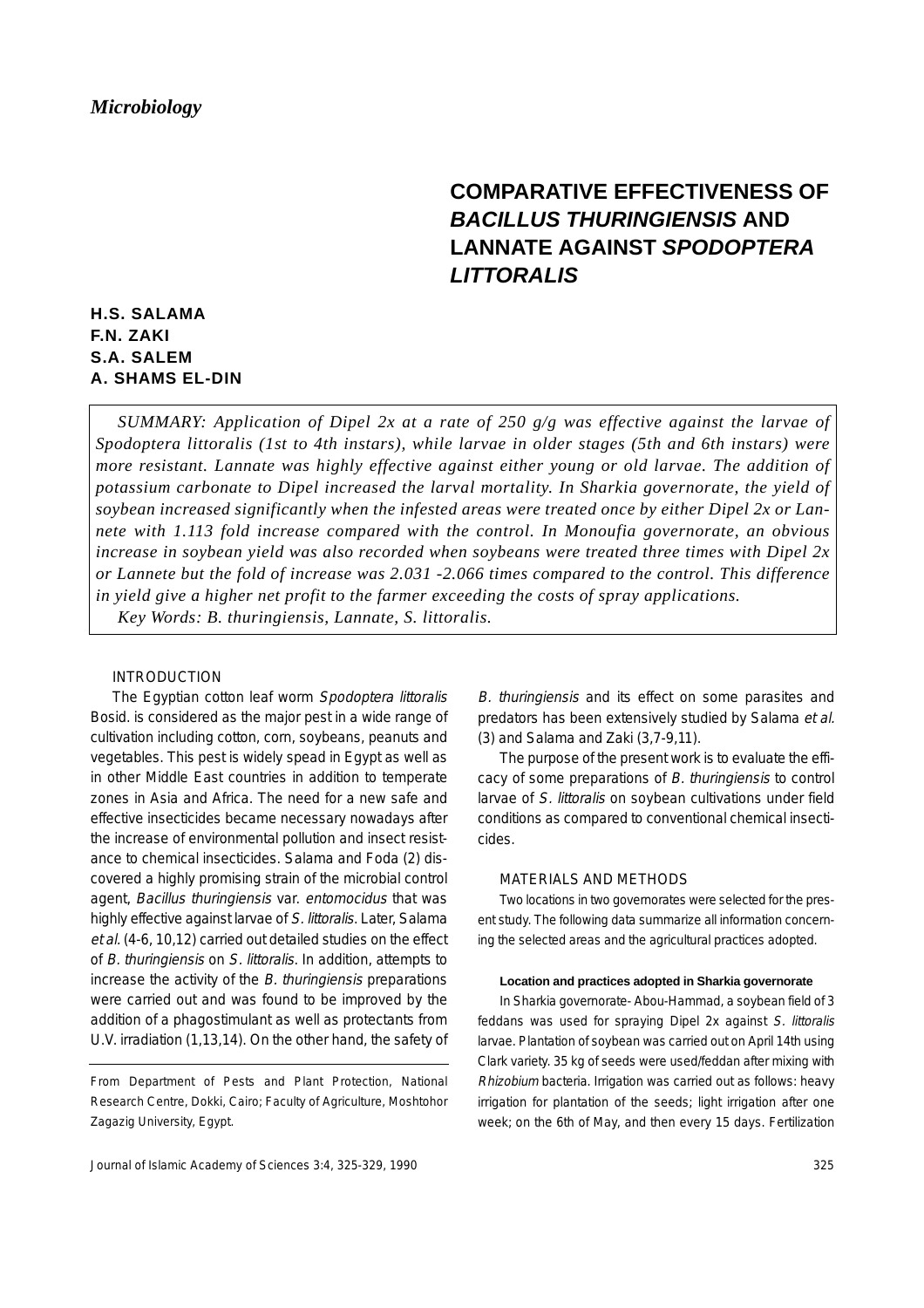*Microbiology*

# COMPARATIVE EFFECTIVENESS OF *BACILLUS THURINGIENSIS* AND LANNATE AGAINST *SPODOPTERA LITTORALIS*

**H.S. SALAMA**
**F.N. ZAKI**
**S.A. SALEM**
**A. SHAMS EL-DIN**

*SUMMARY: Application of Dipel 2x at a rate of 250 g/g was effective against the larvae of Spodoptera littoralis (1st to 4th instars), while larvae in older stages (5th and 6th instars) were more resistant. Lannate was highly effective against either young or old larvae. The addition of potassium carbonate to Dipel increased the larval mortality. In Sharkia governorate, the yield of soybean increased significantly when the infested areas were treated once by either Dipel 2x or Lannete with 1.113 fold increase compared with the control. In Monoufia governorate, an obvious increase in soybean yield was also recorded when soybeans were treated three times with Dipel 2x or Lannete but the fold of increase was 2.031 -2.066 times compared to the control. This difference in yield give a higher net profit to the farmer exceeding the costs of spray applications.*

*Key Words: B. thuringiensis, Lannate, S. littoralis.*

## INTRODUCTION

The Egyptian cotton leaf worm *Spodoptera littoralis* Bosid. is considered as the major pest in a wide range of cultivation including cotton, corn, soybeans, peanuts and vegetables. This pest is widely spead in Egypt as well as in other Middle East countries in addition to temperate zones in Asia and Africa. The need for a new safe and effective insecticides became necessary nowadays after the increase of environmental pollution and insect resistance to chemical insecticides. Salama and Foda (2) discovered a highly promising strain of the microbial control agent, *Bacillus thuringiensis* var. *entomocidus* that was highly effective against larvae of *S. littoralis*. Later, Salama *et al.* (4-6, 10,12) carried out detailed studies on the effect of *B. thuringiensis* on *S. littoralis*. In addition, attempts to increase the activity of the *B. thuringiensis* preparations were carried out and was found to be improved by the addition of a phagostimulant as well as protectants from U.V. irradiation (1,13,14). On the other hand, the safety of *B. thuringiensis* and its effect on some parasites and predators has been extensively studied by Salama *et al.* (3) and Salama and Zaki (3,7-9,11).

The purpose of the present work is to evaluate the efficacy of some preparations of *B. thuringiensis* to control larvae of *S. littoralis* on soybean cultivations under field conditions as compared to conventional chemical insecticides.

From Department of Pests and Plant Protection, National Research Centre, Dokki, Cairo; Faculty of Agriculture, Moshtohor Zagazig University, Egypt.

## MATERIALS AND METHODS

Two locations in two governorates were selected for the present study. The following data summarize all information concerning the selected areas and the agricultural practices adopted.

### Location and practices adopted in Sharkia governorate

In Sharkia governorate- Abou-Hammad, a soybean field of 3 feddans was used for spraying Dipel 2x against *S. littoralis* larvae. Plantation of soybean was carried out on April 14th using Clark variety. 35 kg of seeds were used/feddan after mixing with *Rhizobium* bacteria. Irrigation was carried out as follows: heavy irrigation for plantation of the seeds; light irrigation after one week; on the 6th of May, and then every 15 days. Fertilization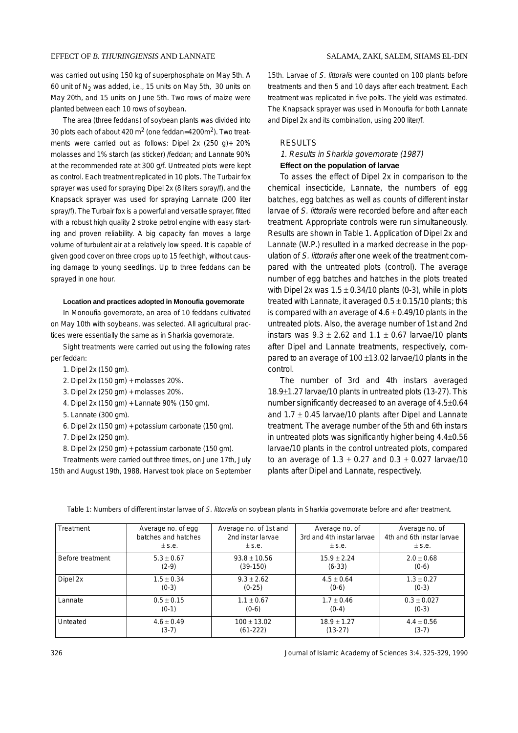was carried out using 150 kg of superphosphate on May 5th. A 60 unit of $N_2$ was added, i.e., 15 units on May 5th, 30 units on May 20th, and 15 units on June 5th. Two rows of maize were planted between each 10 rows of soybean.

The area (three feddans) of soybean plants was divided into 30 plots each of about 420 $m^2$ (one feddan=4200$m^2$). Two treatments were carried out as follows: Dipel 2x (250 g)+ 20% molasses and 1% starch (as sticker) /feddan; and Lannate 90% at the recommended rate at 300 g/f. Untreated plots were kept as control. Each treatment replicated in 10 plots. The Turbair fox sprayer was used for spraying Dipel 2x (8 liters spray/f), and the Knapsack sprayer was used for spraying Lannate (200 liter spray/f). The Turbair fox is a powerful and versatile sprayer, fitted with a robust high quality 2 stroke petrol engine with easy starting and proven reliability. A big capacity fan moves a large volume of turbulent air at a relatively low speed. It is capable of given good cover on three crops up to 15 feet high, without causing damage to young seedlings. Up to three feddans can be sprayed in one hour.

#### Location and practices adopted in Monoufia governorate

In Monoufia governorate, an area of 10 feddans cultivated on May 10th with soybeans, was selected. All agricultural practices were essentially the same as in Sharkia governorate.

Sight treatments were carried out using the following rates per feddan:

1. Dipel 2x (150 gm).
2. Dipel 2x (150 gm) + molasses 20%.
3. Dipel 2x (250 gm) + molasses 20%.
4. Dipel 2x (150 gm) + Lannate 90% (150 gm).
5. Lannate (300 gm).
6. Dipel 2x (150 gm) + potassium carbonate (150 gm).
7. Dipel 2x (250 gm).
8. Dipel 2x (250 gm) + potassium carbonate (150 gm).

Treatments were carried out three times, on June 17th, July 15th and August 19th, 1988. Harvest took place on September 15th. Larvae of *S. littoralis* were counted on 100 plants before treatments and then 5 and 10 days after each treatment. Each treatment was replicated in five polts. The yield was estimated. The Knapsack sprayer was used in Monoufia for both Lannate and Dipel 2x and its combination, using 200 liter/f.

## RESULTS

### *1. Results in Sharkia governorate (1987)*

#### Effect on the population of larvae

To asses the effect of Dipel 2x in comparison to the chemical insecticide, Lannate, the numbers of egg batches, egg batches as well as counts of different instar larvae of *S. littoralis* were recorded before and after each treatment. Appropriate controls were run simultaneously. Results are shown in Table 1. Application of Dipel 2x and Lannate (W.P.) resulted in a marked decrease in the population of *S. littoralis* after one week of the treatment compared with the untreated plots (control). The average number of egg batches and hatches in the plots treated with Dipel 2x was 1.5 ± 0.34/10 plants (0-3), while in plots treated with Lannate, it averaged 0.5 ± 0.15/10 plants; this is compared with an average of 4.6 ± 0.49/10 plants in the untreated plots. Also, the average number of 1st and 2nd instars was 9.3 ± 2.62 and 1.1 ± 0.67 larvae/10 plants after Dipel and Lannate treatments, respectively, compared to an average of 100 ±13.02 larvae/10 plants in the control.

The number of 3rd and 4th instars averaged 18.9±1.27 larvae/10 plants in untreated plots (13-27). This number significantly decreased to an average of 4.5±0.64 and 1.7 ± 0.45 larvae/10 plants after Dipel and Lannate treatment. The average number of the 5th and 6th instars in untreated plots was significantly higher being 4.4±0.56 larvae/10 plants in the control untreated plots, compared to an average of 1.3 ± 0.27 and 0.3 ± 0.027 larvae/10 plants after Dipel and Lannate, respectively.

Table 1: Numbers of different instar larvae of *S. littoralis* on soybean plants in Sharkia governorate before and after treatment.

| Treatment | Average no. of egg batches and hatches ± s.e. | Average no. of 1st and 2nd instar larvae ± s.e. | Average no. of 3rd and 4th instar larvae ± s.e. | Average no. of 4th and 6th instar larvae ± s.e. |
|---|---|---|---|---|
| Before treatment | 5.3 ± 0.67 (2-9) | 93.8 ± 10.56 (39-150) | 15.9 ± 2.24 (6-33) | 2.0 ± 0.68 (0-6) |
| Dipel 2x | 1.5 ± 0.34 (0-3) | 9.3 ± 2.62 (0-25) | 4.5 ± 0.64 (0-6) | 1.3 ± 0.27 (0-3) |
| Lannate | 0.5 ± 0.15 (0-1) | 1.1 ± 0.67 (0-6) | 1.7 ± 0.46 (0-4) | 0.3 ± 0.027 (0-3) |
| Unteated | 4.6 ± 0.49 (3-7) | 100 ± 13.02 (61-222) | 18.9 ± 1.27 (13-27) | 4.4 ± 0.56 (3-7) |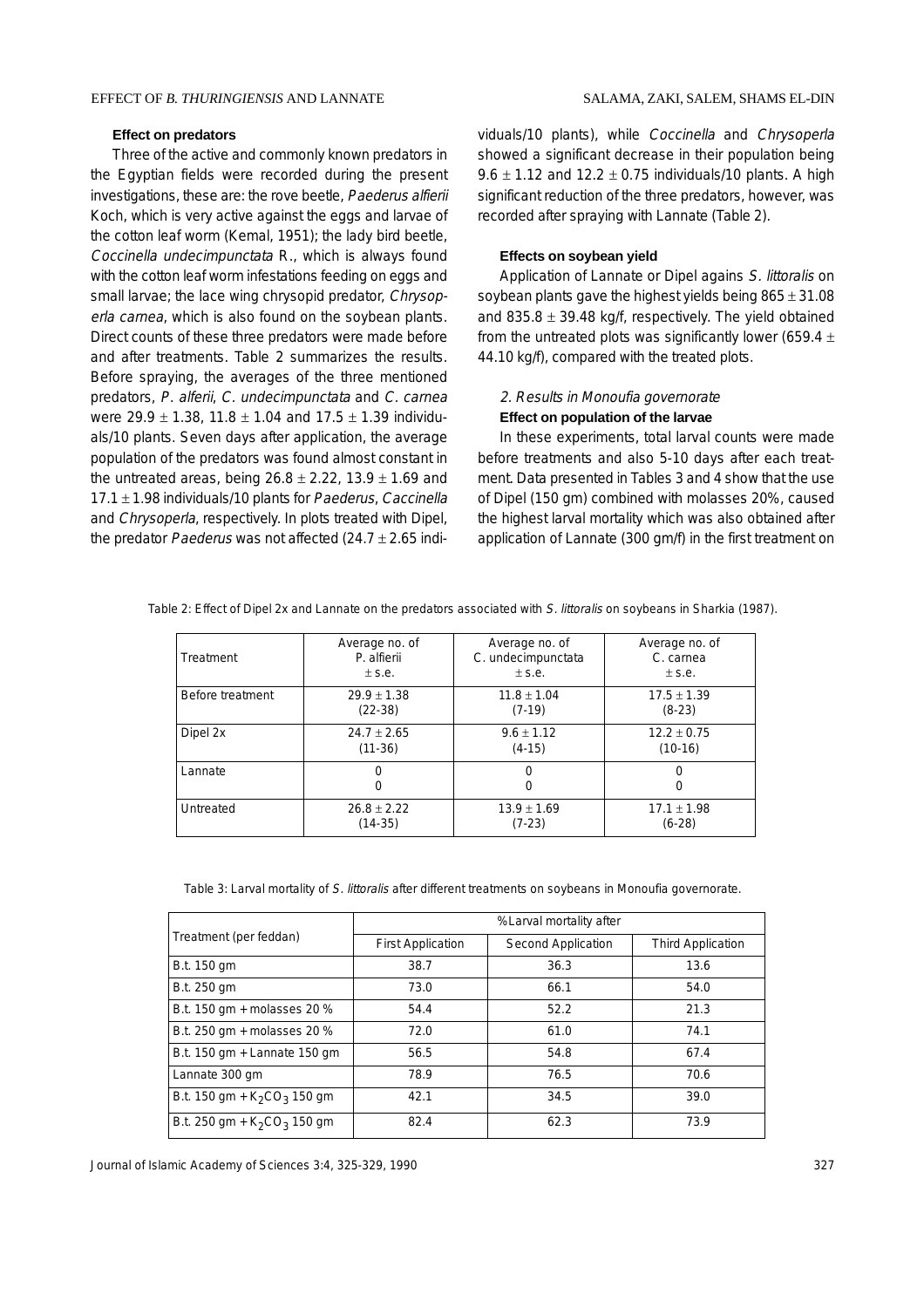### Effect on predators

Three of the active and commonly known predators in the Egyptian fields were recorded during the present investigations, these are: the rove beetle, *Paederus alfierii* Koch, which is very active against the eggs and larvae of the cotton leaf worm (Kemal, 1951); the lady bird beetle, *Coccinella undecimpunctata* R., which is always found with the cotton leaf worm infestations feeding on eggs and small larvae; the lace wing chrysopid predator, *Chrysoperla carnea*, which is also found on the soybean plants. Direct counts of these three predators were made before and after treatments. Table 2 summarizes the results. Before spraying, the averages of the three mentioned predators, *P. alferii*, *C. undecimpunctata* and *C. carnea* were 29.9 ± 1.38, 11.8 ± 1.04 and 17.5 ± 1.39 individuals/10 plants. Seven days after application, the average population of the predators was found almost constant in the untreated areas, being 26.8 ± 2.22, 13.9 ± 1.69 and 17.1 ± 1.98 individuals/10 plants for *Paederus*, *Caccinella* and *Chrysoperla*, respectively. In plots treated with Dipel, the predator *Paederus* was not affected (24.7 ± 2.65 individuals/10 plants), while *Coccinella* and *Chrysoperla* showed a significant decrease in their population being 9.6 ± 1.12 and 12.2 ± 0.75 individuals/10 plants. A high significant reduction of the three predators, however, was recorded after spraying with Lannate (Table 2).

### Effects on soybean yield

Application of Lannate or Dipel agains *S. littoralis* on soybean plants gave the highest yields being 865 ± 31.08 and 835.8 ± 39.48 kg/f, respectively. The yield obtained from the untreated plots was significantly lower (659.4 ± 44.10 kg/f), compared with the treated plots.

## *2. Results in Monoufia governorate*

### Effect on population of the larvae

In these experiments, total larval counts were made before treatments and also 5-10 days after each treatment. Data presented in Tables 3 and 4 show that the use of Dipel (150 gm) combined with molasses 20%, caused the highest larval mortality which was also obtained after application of Lannate (300 gm/f) in the first treatment on

Table 2: Effect of Dipel 2x and Lannate on the predators associated with *S. littoralis* on soybeans in Sharkia (1987).

| Treatment | Average no. of P. alfierii ± s.e. | Average no. of C. undecimpunctata ± s.e. | Average no. of C. carnea ± s.e. |
|---|---|---|---|
| Before treatment | 29.9 ± 1.38 (22-38) | 11.8 ± 1.04 (7-19) | 17.5 ± 1.39 (8-23) |
| Dipel 2x | 24.7 ± 2.65 (11-36) | 9.6 ± 1.12 (4-15) | 12.2 ± 0.75 (10-16) |
| Lannate | 0 0 | 0 0 | 0 0 |
| Untreated | 26.8 ± 2.22 (14-35) | 13.9 ± 1.69 (7-23) | 17.1 ± 1.98 (6-28) |

Table 3: Larval mortality of *S. littoralis* after different treatments on soybeans in Monoufia governorate.

| Treatment (per feddan) | % Larval mortality after | | |
|---|---|---|---|
| | First Application | Second Application | Third Application |
| B.t. 150 gm | 38.7 | 36.3 | 13.6 |
| B.t. 250 gm | 73.0 | 66.1 | 54.0 |
| B.t. 150 gm + molasses 20 % | 54.4 | 52.2 | 21.3 |
| B.t. 250 gm + molasses 20 % | 72.0 | 61.0 | 74.1 |
| B.t. 150 gm + Lannate 150 gm | 56.5 | 54.8 | 67.4 |
| Lannate 300 gm | 78.9 | 76.5 | 70.6 |
| B.t. 150 gm + $K_2CO_3$ 150 gm | 42.1 | 34.5 | 39.0 |
| B.t. 250 gm + $K_2CO_3$ 150 gm | 82.4 | 62.3 | 73.9 |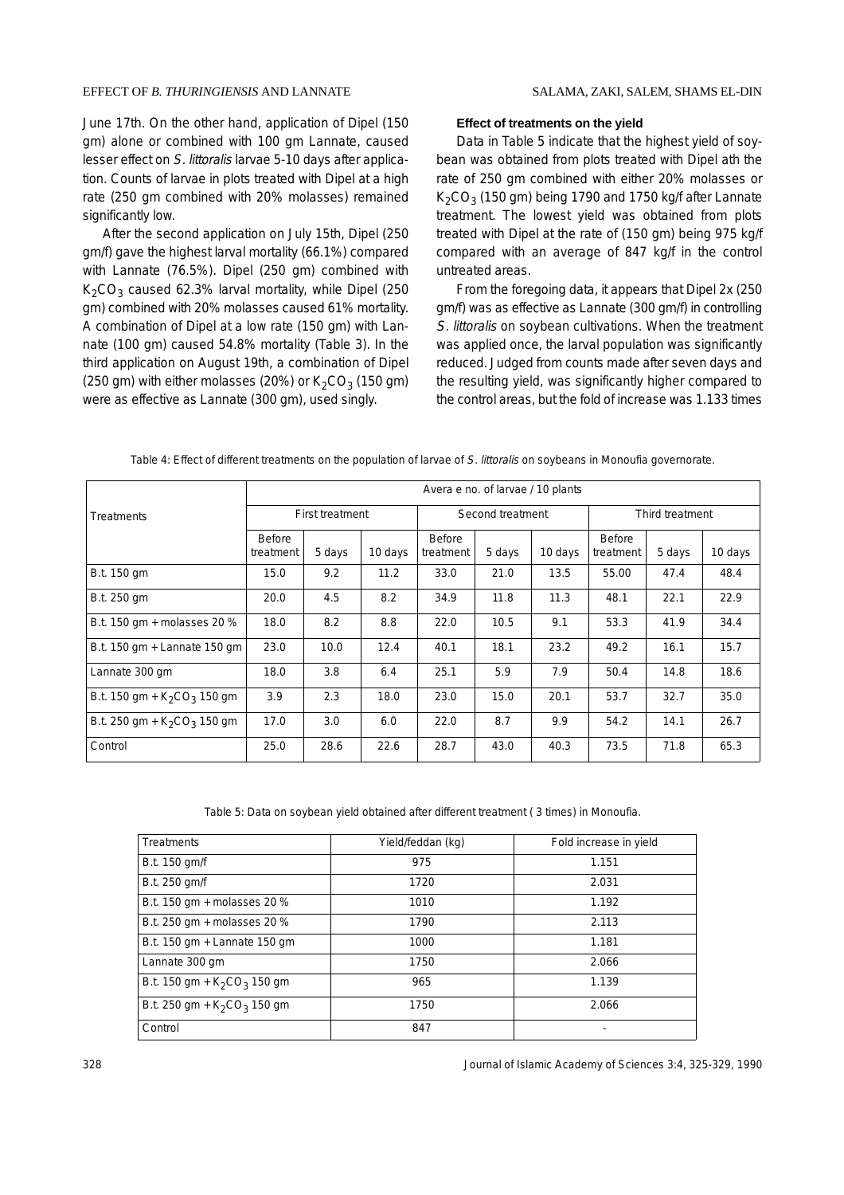June 17th. On the other hand, application of Dipel (150 gm) alone or combined with 100 gm Lannate, caused lesser effect on *S. littoralis* larvae 5-10 days after application. Counts of larvae in plots treated with Dipel at a high rate (250 gm combined with 20% molasses) remained significantly low.

After the second application on July 15th, Dipel (250 gm/f) gave the highest larval mortality (66.1%) compared with Lannate (76.5%). Dipel (250 gm) combined with $K_2CO_3$ caused 62.3% larval mortality, while Dipel (250 gm) combined with 20% molasses caused 61% mortality. A combination of Dipel at a low rate (150 gm) with Lannate (100 gm) caused 54.8% mortality (Table 3). In the third application on August 19th, a combination of Dipel (250 gm) with either molasses (20%) or $K_2CO_3$ (150 gm) were as effective as Lannate (300 gm), used singly.

**Effect of treatments on the yield**

Data in Table 5 indicate that the highest yield of soybean was obtained from plots treated with Dipel ath the rate of 250 gm combined with either 20% molasses or $K_2CO_3$ (150 gm) being 1790 and 1750 kg/f after Lannate treatment. The lowest yield was obtained from plots treated with Dipel at the rate of (150 gm) being 975 kg/f compared with an average of 847 kg/f in the control untreated areas.

From the foregoing data, it appears that Dipel 2x (250 gm/f) was as effective as Lannate (300 gm/f) in controlling *S. littoralis* on soybean cultivations. When the treatment was applied once, the larval population was significantly reduced. Judged from counts made after seven days and the resulting yield, was significantly higher compared to the control areas, but the fold of increase was 1.133 times

Table 4: Effect of different treatments on the population of larvae of *S. littoralis* on soybeans in Monoufia governorate.

| Treatments | Avera e no. of larvae / 10 plants | | | | | | | | |
|---|---|---|---|---|---|---|---|---|---|
| | First treatment | | | Second treatment | | | Third treatment | | |
| | Before treatment | 5 days | 10 days | Before treatment | 5 days | 10 days | Before treatment | 5 days | 10 days |
| B.t. 150 gm | 15.0 | 9.2 | 11.2 | 33.0 | 21.0 | 13.5 | 55.00 | 47.4 | 48.4 |
| B.t. 250 gm | 20.0 | 4.5 | 8.2 | 34.9 | 11.8 | 11.3 | 48.1 | 22.1 | 22.9 |
| B.t. 150 gm + molasses 20 % | 18.0 | 8.2 | 8.8 | 22.0 | 10.5 | 9.1 | 53.3 | 41.9 | 34.4 |
| B.t. 150 gm + Lannate 150 gm | 23.0 | 10.0 | 12.4 | 40.1 | 18.1 | 23.2 | 49.2 | 16.1 | 15.7 |
| Lannate 300 gm | 18.0 | 3.8 | 6.4 | 25.1 | 5.9 | 7.9 | 50.4 | 14.8 | 18.6 |
| B.t. 150 gm + $K_2CO_3$ 150 gm | 3.9 | 2.3 | 18.0 | 23.0 | 15.0 | 20.1 | 53.7 | 32.7 | 35.0 |
| B.t. 250 gm + $K_2CO_3$ 150 gm | 17.0 | 3.0 | 6.0 | 22.0 | 8.7 | 9.9 | 54.2 | 14.1 | 26.7 |
| Control | 25.0 | 28.6 | 22.6 | 28.7 | 43.0 | 40.3 | 73.5 | 71.8 | 65.3 |

Table 5: Data on soybean yield obtained after different treatment ( 3 times) in Monoufia.

| Treatments | Yield/feddan (kg) | Fold increase in yield |
|---|---|---|
| B.t. 150 gm/f | 975 | 1.151 |
| B.t. 250 gm/f | 1720 | 2.031 |
| B.t. 150 gm + molasses 20 % | 1010 | 1.192 |
| B.t. 250 gm + molasses 20 % | 1790 | 2.113 |
| B.t. 150 gm + Lannate 150 gm | 1000 | 1.181 |
| Lannate 300 gm | 1750 | 2.066 |
| B.t. 150 gm + $K_2CO_3$ 150 gm | 965 | 1.139 |
| B.t. 250 gm + $K_2CO_3$ 150 gm | 1750 | 2.066 |
| Control | 847 | - |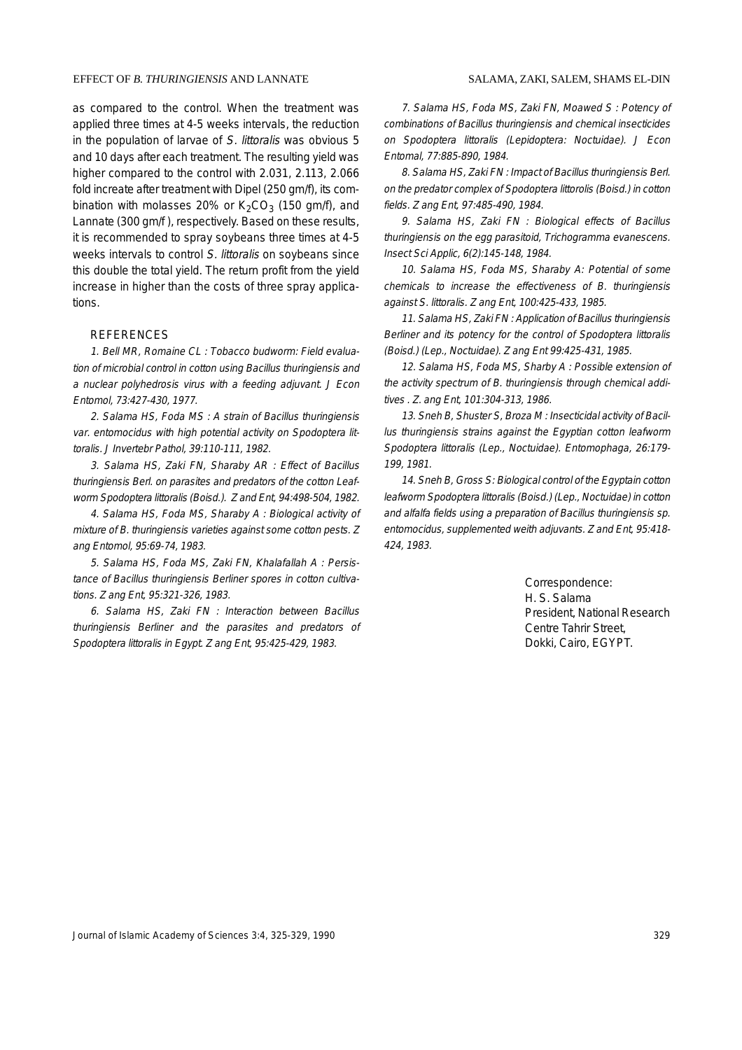as compared to the control. When the treatment was applied three times at 4-5 weeks intervals, the reduction in the population of larvae of *S. littoralis* was obvious 5 and 10 days after each treatment. The resulting yield was higher compared to the control with 2.031, 2.113, 2.066 fold increate after treatment with Dipel (250 gm/f), its combination with molasses 20% or $K_2CO_3$ (150 gm/f), and Lannate (300 gm/f ), respectively. Based on these results, it is recommended to spray soybeans three times at 4-5 weeks intervals to control *S. littoralis* on soybeans since this double the total yield. The return profit from the yield increase in higher than the costs of three spray applications.

## REFERENCES

1. Bell MR, Romaine CL : Tobacco budworm: Field evaluation of microbial control in cotton using Bacillus thuringiensis and a nuclear polyhedrosis virus with a feeding adjuvant. J Econ Entomol, 73:427-430, 1977.

2. Salama HS, Foda MS : A strain of Bacillus thuringiensis var. entomocidus with high potential activity on Spodoptera littoralis. J Invertebr Pathol, 39:110-111, 1982.

3. Salama HS, Zaki FN, Sharaby AR : Effect of Bacillus thuringiensis Berl. on parasites and predators of the cotton Leafworm Spodoptera littoralis (Boisd.). Z and Ent, 94:498-504, 1982.

4. Salama HS, Foda MS, Sharaby A : Biological activity of mixture of B. thuringiensis varieties against some cotton pests. Z ang Entomol, 95:69-74, 1983.

5. Salama HS, Foda MS, Zaki FN, Khalafallah A : Persistance of Bacillus thuringiensis Berliner spores in cotton cultivations. Z ang Ent, 95:321-326, 1983.

6. Salama HS, Zaki FN : Interaction between Bacillus thuringiensis Berliner and the parasites and predators of Spodoptera littoralis in Egypt. Z ang Ent, 95:425-429, 1983.

7. Salama HS, Foda MS, Zaki FN, Moawed S : Potency of combinations of Bacillus thuringiensis and chemical insecticides on Spodoptera littoralis (Lepidoptera: Noctuidae). J Econ Entomal, 77:885-890, 1984.

8. Salama HS, Zaki FN : Impact of Bacillus thuringiensis Berl. on the predator complex of Spodoptera littorolis (Boisd.) in cotton fields. Z ang Ent, 97:485-490, 1984.

9. Salama HS, Zaki FN : Biological effects of Bacillus thuringiensis on the egg parasitoid, Trichogramma evanescens. Insect Sci Applic, 6(2):145-148, 1984.

10. Salama HS, Foda MS, Sharaby A: Potential of some chemicals to increase the effectiveness of B. thuringiensis against S. littoralis. Z ang Ent, 100:425-433, 1985.

11. Salama HS, Zaki FN : Application of Bacillus thuringiensis Berliner and its potency for the control of Spodoptera littoralis (Boisd.) (Lep., Noctuidae). Z ang Ent 99:425-431, 1985.

12. Salama HS, Foda MS, Sharby A : Possible extension of the activity spectrum of B. thuringiensis through chemical additives . Z. ang Ent, 101:304-313, 1986.

13. Sneh B, Shuster S, Broza M : Insecticidal activity of Bacillus thuringiensis strains against the Egyptian cotton leafworm Spodoptera littoralis (Lep., Noctuidae). Entomophaga, 26:179-199, 1981.

14. Sneh B, Gross S: Biological control of the Egyptain cotton leafworm Spodoptera littoralis (Boisd.) (Lep., Noctuidae) in cotton and alfalfa fields using a preparation of Bacillus thuringiensis sp. entomocidus, supplemented weith adjuvants. Z and Ent, 95:418-424, 1983.

Correspondence:
H. S. Salama
President, National Research Centre Tahrir Street,
Dokki, Cairo, EGYPT.